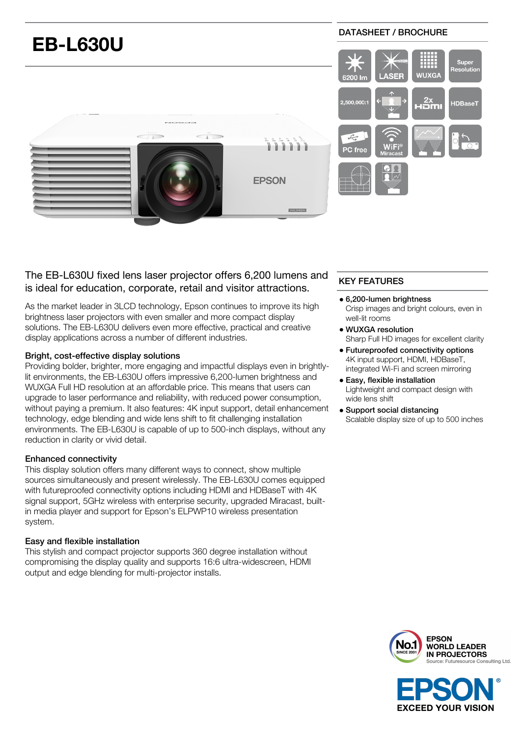# EB-L630U

DATASHEET / BROCHURE

6200 lm | LASER | WUXGA | Super Resolution | 2,500,000:1 | 2x HDMI | HDBaseT | PC free | WiFi® Miracast

## The EB-L630U fixed lens laser projector offers 6,200 lumens and is ideal for education, corporate, retail and visitor attractions.

As the market leader in 3LCD technology, Epson continues to improve its high brightness laser projectors with even smaller and more compact display solutions. The EB-L630U delivers even more effective, practical and creative display applications across a number of different industries.

### Bright, cost-effective display solutions

Providing bolder, brighter, more engaging and impactful displays even in brightly-lit environments, the EB-L630U offers impressive 6,200-lumen brightness and WUXGA Full HD resolution at an affordable price. This means that users can upgrade to laser performance and reliability, with reduced power consumption, without paying a premium. It also features: 4K input support, detail enhancement technology, edge blending and wide lens shift to fit challenging installation environments. The EB-L630U is capable of up to 500-inch displays, without any reduction in clarity or vivid detail.

### Enhanced connectivity

This display solution offers many different ways to connect, show multiple sources simultaneously and present wirelessly. The EB-L630U comes equipped with futureproofed connectivity options including HDMI and HDBaseT with 4K signal support, 5GHz wireless with enterprise security, upgraded Miracast, built-in media player and support for Epson's ELPWP10 wireless presentation system.

### Easy and flexible installation

This stylish and compact projector supports 360 degree installation without compromising the display quality and supports 16:6 ultra-widescreen, HDMI output and edge blending for multi-projector installs.

## KEY FEATURES

- **6,200-lumen brightness**
  Crisp images and bright colours, even in well-lit rooms
- **WUXGA resolution**
  Sharp Full HD images for excellent clarity
- **Futureproofed connectivity options**
  4K input support, HDMI, HDBaseT, integrated Wi-Fi and screen mirroring
- **Easy, flexible installation**
  Lightweight and compact design with wide lens shift
- **Support social distancing**
  Scalable display size of up to 500 inches

No.1 SINCE 2001 — EPSON WORLD LEADER IN PROJECTORS
Source: Futuresource Consulting Ltd.

EPSON® EXCEED YOUR VISION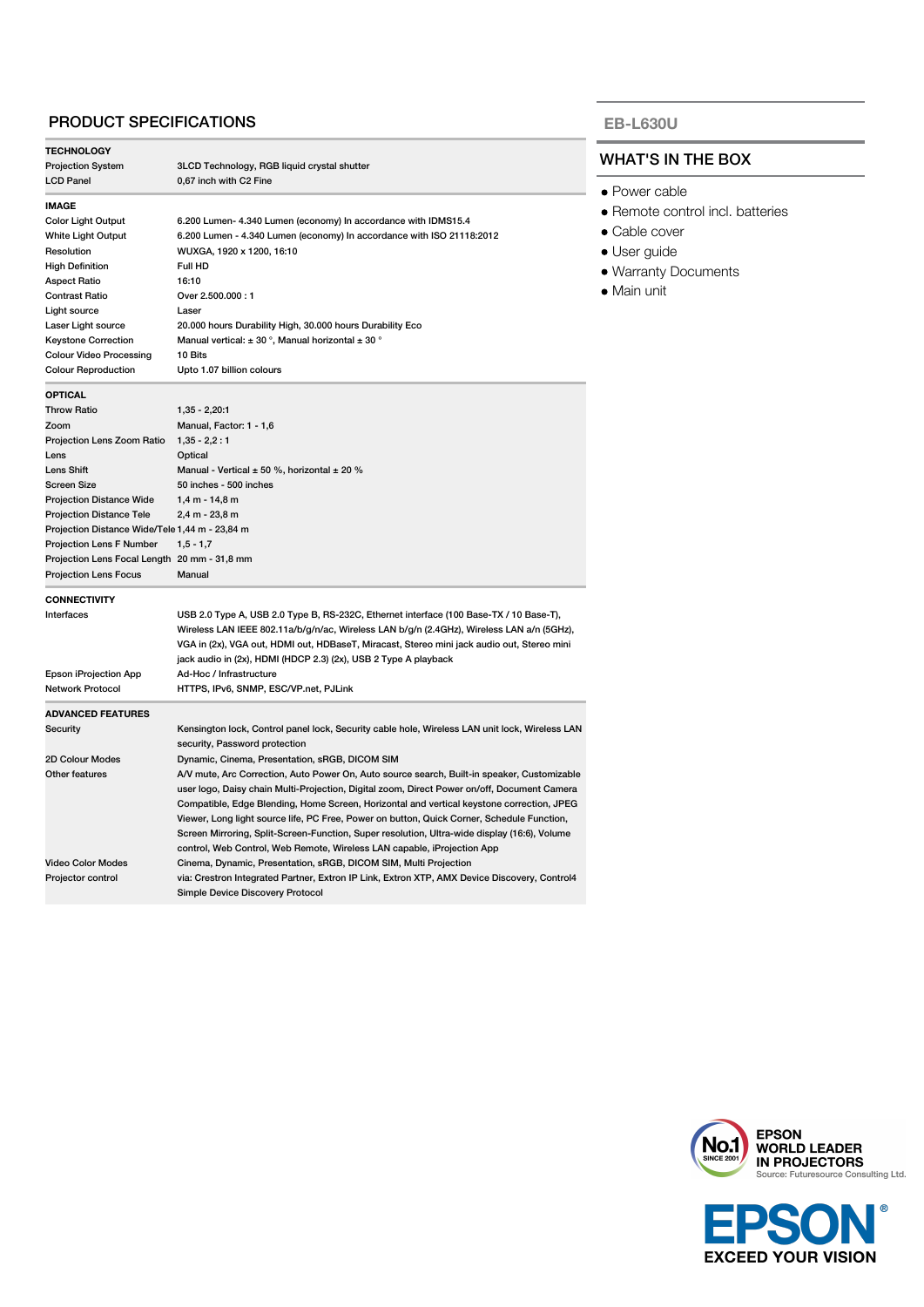## PRODUCT SPECIFICATIONS

| **TECHNOLOGY** | |
|---|---|
| Projection System | 3LCD Technology, RGB liquid crystal shutter |
| LCD Panel | 0,67 inch with C2 Fine |
| **IMAGE** | |
| Color Light Output | 6.200 Lumen- 4.340 Lumen (economy) In accordance with IDMS15.4 |
| White Light Output | 6.200 Lumen - 4.340 Lumen (economy) In accordance with ISO 21118:2012 |
| Resolution | WUXGA, 1920 x 1200, 16:10 |
| High Definition | Full HD |
| Aspect Ratio | 16:10 |
| Contrast Ratio | Over 2.500.000 : 1 |
| Light source | Laser |
| Laser Light source | 20.000 hours Durability High, 30.000 hours Durability Eco |
| Keystone Correction | Manual vertical: ± 30 °, Manual horizontal ± 30 ° |
| Colour Video Processing | 10 Bits |
| Colour Reproduction | Upto 1.07 billion colours |
| **OPTICAL** | |
| Throw Ratio | 1,35 - 2,20:1 |
| Zoom | Manual, Factor: 1 - 1,6 |
| Projection Lens Zoom Ratio | 1,35 - 2,2 : 1 |
| Lens | Optical |
| Lens Shift | Manual - Vertical ± 50 %, horizontal ± 20 % |
| Screen Size | 50 inches - 500 inches |
| Projection Distance Wide | 1,4 m - 14,8 m |
| Projection Distance Tele | 2,4 m - 23,8 m |
| Projection Distance Wide/Tele | 1,44 m - 23,84 m |
| Projection Lens F Number | 1,5 - 1,7 |
| Projection Lens Focal Length | 20 mm - 31,8 mm |
| Projection Lens Focus | Manual |
| **CONNECTIVITY** | |
| Interfaces | USB 2.0 Type A, USB 2.0 Type B, RS-232C, Ethernet interface (100 Base-TX / 10 Base-T), Wireless LAN IEEE 802.11a/b/g/n/ac, Wireless LAN b/g/n (2.4GHz), Wireless LAN a/n (5GHz), VGA in (2x), VGA out, HDMI out, HDBaseT, Miracast, Stereo mini jack audio out, Stereo mini jack audio in (2x), HDMI (HDCP 2.3) (2x), USB 2 Type A playback |
| Epson iProjection App | Ad-Hoc / Infrastructure |
| Network Protocol | HTTPS, IPv6, SNMP, ESC/VP.net, PJLink |
| **ADVANCED FEATURES** | |
| Security | Kensington lock, Control panel lock, Security cable hole, Wireless LAN unit lock, Wireless LAN security, Password protection |
| 2D Colour Modes | Dynamic, Cinema, Presentation, sRGB, DICOM SIM |
| Other features | A/V mute, Arc Correction, Auto Power On, Auto source search, Built-in speaker, Customizable user logo, Daisy chain Multi-Projection, Digital zoom, Direct Power on/off, Document Camera Compatible, Edge Blending, Home Screen, Horizontal and vertical keystone correction, JPEG Viewer, Long light source life, PC Free, Power on button, Quick Corner, Schedule Function, Screen Mirroring, Split-Screen-Function, Super resolution, Ultra-wide display (16:6), Volume control, Web Control, Web Remote, Wireless LAN capable, iProjection App |
| Video Color Modes | Cinema, Dynamic, Presentation, sRGB, DICOM SIM, Multi Projection |
| Projector control | via: Crestron Integrated Partner, Extron IP Link, Extron XTP, AMX Device Discovery, Control4 Simple Device Discovery Protocol |

**EB-L630U**

## WHAT'S IN THE BOX

- Power cable
- Remote control incl. batteries
- Cable cover
- User guide
- Warranty Documents
- Main unit

No.1 SINCE 2001 — EPSON WORLD LEADER IN PROJECTORS
Source: Futuresource Consulting Ltd.

EPSON® EXCEED YOUR VISION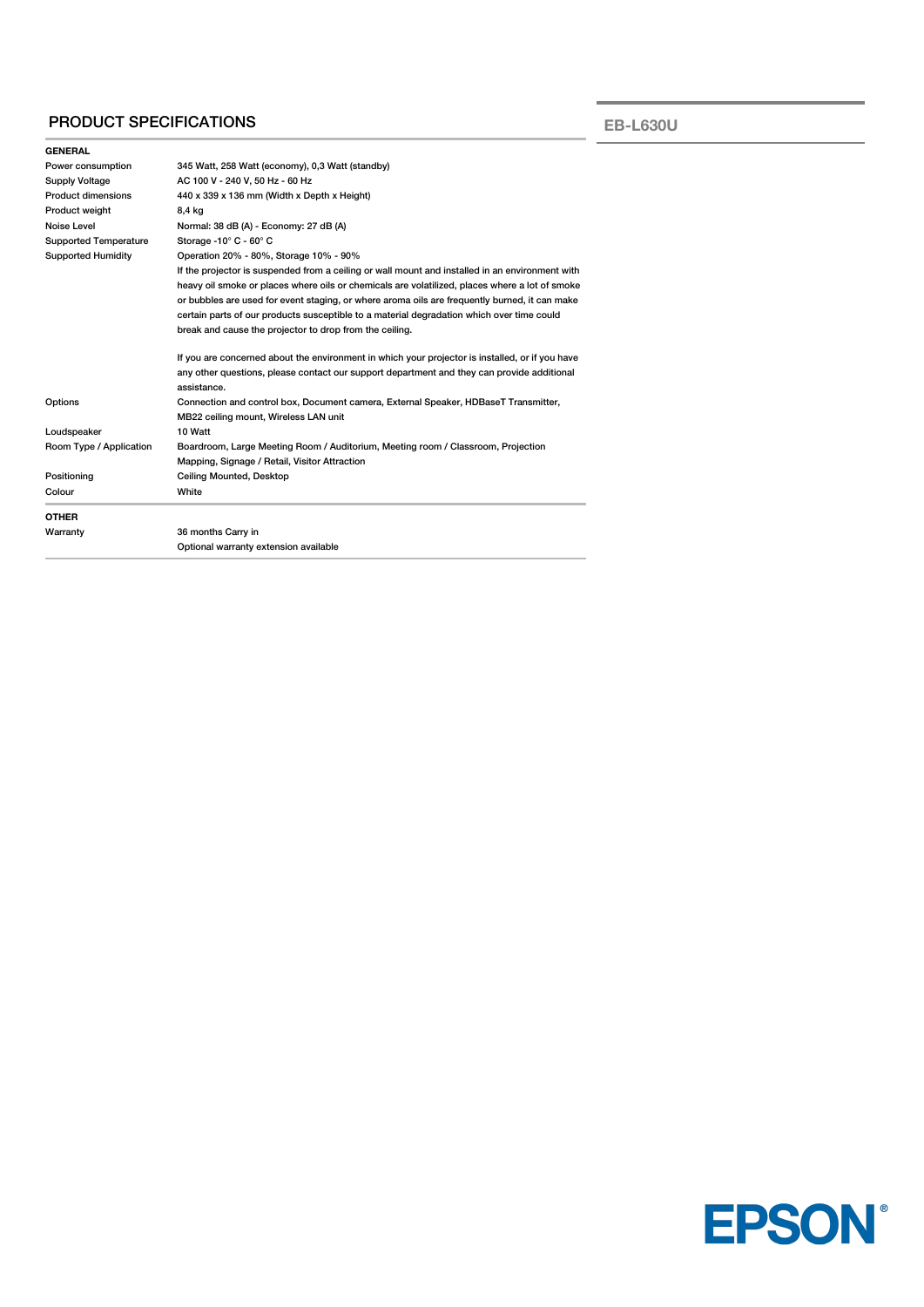## PRODUCT SPECIFICATIONS

**EB-L630U**

| **GENERAL** | |
|---|---|
| Power consumption | 345 Watt, 258 Watt (economy), 0,3 Watt (standby) |
| Supply Voltage | AC 100 V - 240 V, 50 Hz - 60 Hz |
| Product dimensions | 440 x 339 x 136 mm (Width x Depth x Height) |
| Product weight | 8,4 kg |
| Noise Level | Normal: 38 dB (A) - Economy: 27 dB (A) |
| Supported Temperature | Storage -10° C - 60° C |
| Supported Humidity | Operation 20% - 80%, Storage 10% - 90% |
| | If the projector is suspended from a ceiling or wall mount and installed in an environment with heavy oil smoke or places where oils or chemicals are volatilized, places where a lot of smoke or bubbles are used for event staging, or where aroma oils are frequently burned, it can make certain parts of our products susceptible to a material degradation which over time could break and cause the projector to drop from the ceiling.<br><br>If you are concerned about the environment in which your projector is installed, or if you have any other questions, please contact our support department and they can provide additional assistance. |
| Options | Connection and control box, Document camera, External Speaker, HDBaseT Transmitter, MB22 ceiling mount, Wireless LAN unit |
| Loudspeaker | 10 Watt |
| Room Type / Application | Boardroom, Large Meeting Room / Auditorium, Meeting room / Classroom, Projection Mapping, Signage / Retail, Visitor Attraction |
| Positioning | Ceiling Mounted, Desktop |
| Colour | White |

| **OTHER** | |
|---|---|
| Warranty | 36 months Carry in<br>Optional warranty extension available |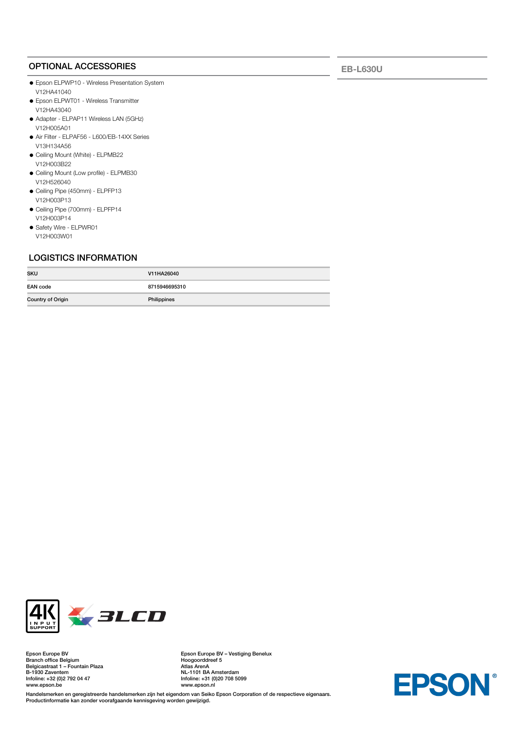## OPTIONAL ACCESSORIES

EB-L630U

- Epson ELPWP10 - Wireless Presentation System
  V12HA41040
- Epson ELPWT01 - Wireless Transmitter
  V12HA43040
- Adapter - ELPAP11 Wireless LAN (5GHz)
  V12H005A01
- Air Filter - ELPAF56 - L600/EB-14XX Series
  V13H134A56
- Ceiling Mount (White) - ELPMB22
  V12H003B22
- Ceiling Mount (Low profile) - ELPMB30
  V12H526040
- Ceiling Pipe (450mm) - ELPFP13
  V12H003P13
- Ceiling Pipe (700mm) - ELPFP14
  V12H003P14
- Safety Wire - ELPWR01
  V12H003W01

## LOGISTICS INFORMATION

| | |
|---|---|
| SKU | V11HA26040 |
| EAN code | 8715946695310 |
| Country of Origin | Philippines |

4K INPUT SUPPORT

3LCD

Epson Europe BV
Branch office Belgium
Belgicastraat 1 – Fountain Plaza
B-1930 Zaventem
Infoline: +32 (0)2 792 04 47
www.epson.be

Epson Europe BV – Vestiging Benelux
Hoogoorddreef 5
Atlas ArenA
NL-1101 BA Amsterdam
Infoline: +31 (0)20 708 5099
www.epson.nl

Handelsmerken en geregistreerde handelsmerken zijn het eigendom van Seiko Epson Corporation of de respectieve eigenaars.
Productinformatie kan zonder voorafgaande kennisgeving worden gewijzigd.

EPSON®